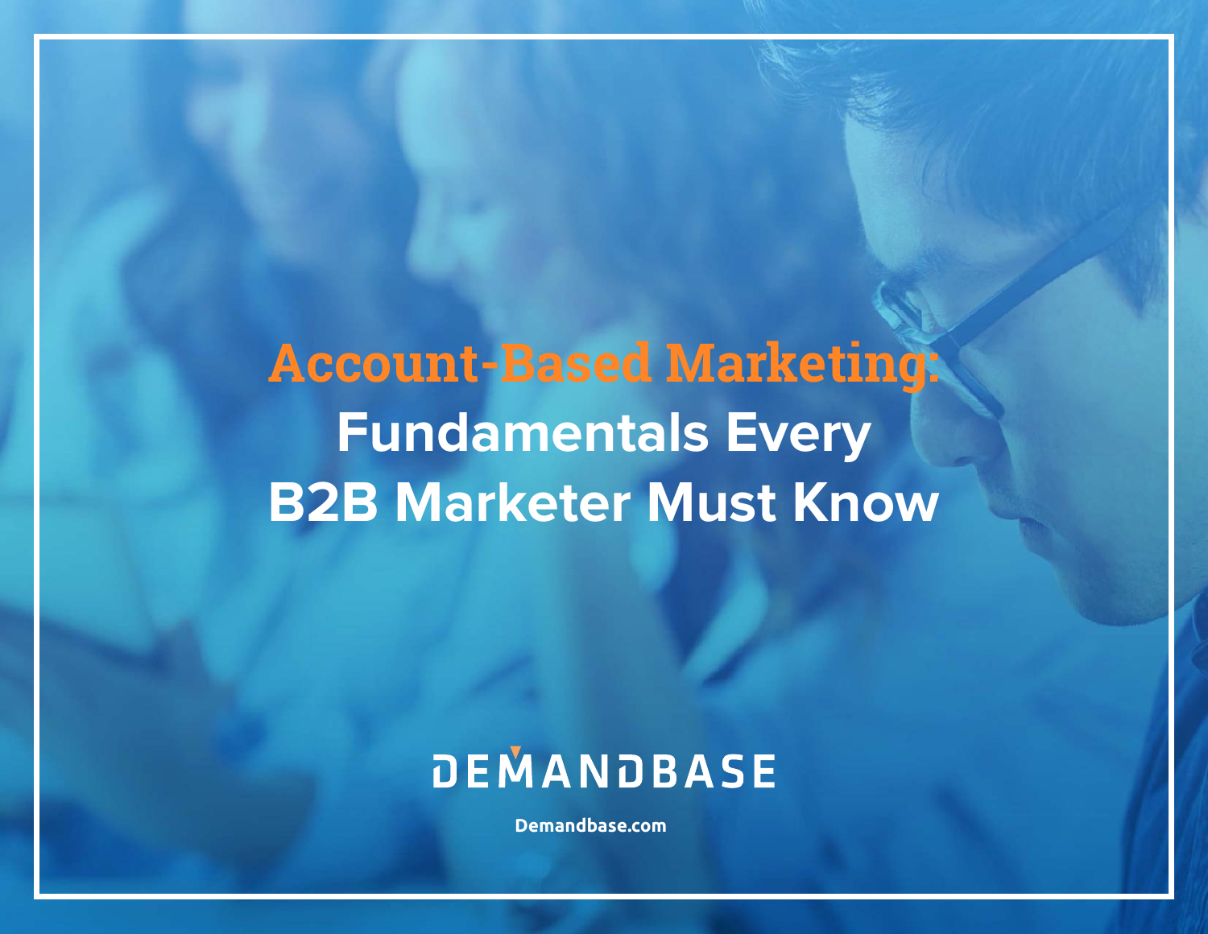# Account-Based Marketing: Fundamentals Every B2B Marketer Must Know

DEMANDBASE

Demandbase.com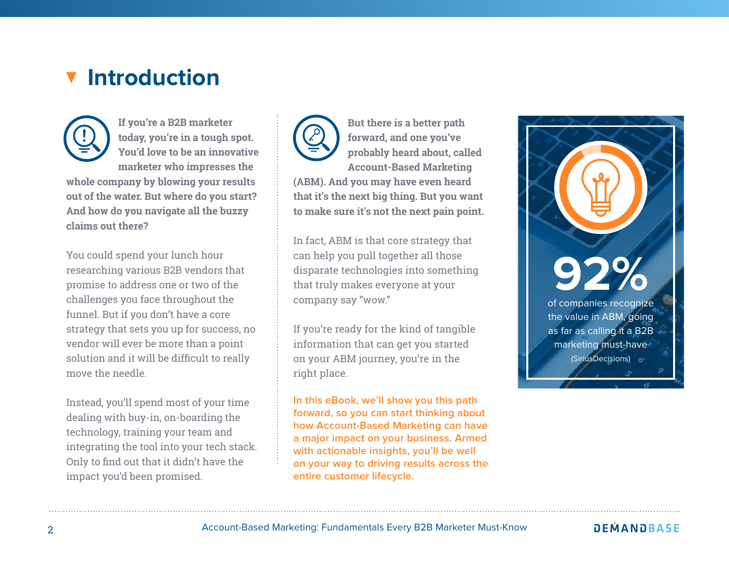# Introduction

**If you're a B2B marketer today, you're in a tough spot. You'd love to be an innovative marketer who impresses the whole company by blowing your results out of the water. But where do you start? And how do you navigate all the buzzy claims out there?**

You could spend your lunch hour researching various B2B vendors that promise to address one or two of the challenges you face throughout the funnel. But if you don't have a core strategy that sets you up for success, no vendor will ever be more than a point solution and it will be difficult to really move the needle.

Instead, you'll spend most of your time dealing with buy-in, on-boarding the technology, training your team and integrating the tool into your tech stack. Only to find out that it didn't have the impact you'd been promised.

**But there is a better path forward, and one you've probably heard about, called Account-Based Marketing (ABM). And you may have even heard that it's the next big thing. But you want to make sure it's not the next pain point.**

In fact, ABM is that core strategy that can help you pull together all those disparate technologies into something that truly makes everyone at your company say "wow."

If you're ready for the kind of tangible information that can get you started on your ABM journey, you're in the right place.

**In this eBook, we'll show you this path forward, so you can start thinking about how Account-Based Marketing can have a major impact on your business. Armed with actionable insights, you'll be well on your way to driving results across the entire customer lifecycle.**

**92%**

of companies recognize the value in ABM, going as far as calling it a B2B marketing must-have

(SiriusDecisions)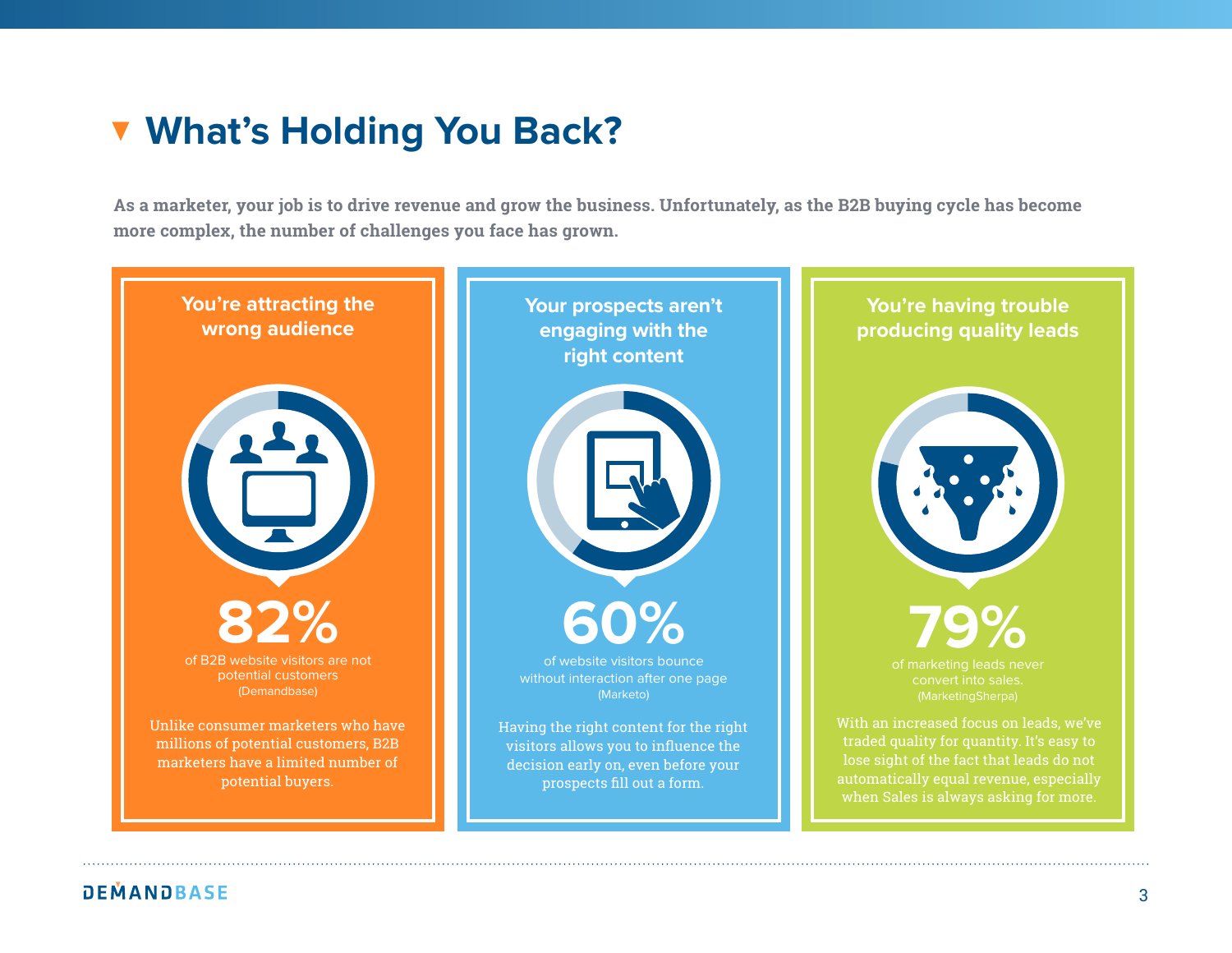# What's Holding You Back?

**As a marketer, your job is to drive revenue and grow the business. Unfortunately, as the B2B buying cycle has become more complex, the number of challenges you face has grown.**

### You're attracting the wrong audience

**82%**

of B2B website visitors are not potential customers (Demandbase)

Unlike consumer marketers who have millions of potential customers, B2B marketers have a limited number of potential buyers.

### Your prospects aren't engaging with the right content

**60%**

of website visitors bounce without interaction after one page (Marketo)

Having the right content for the right visitors allows you to influence the decision early on, even before your prospects fill out a form.

### You're having trouble producing quality leads

**79%**

of marketing leads never convert into sales. (MarketingSherpa)

With an increased focus on leads, we've traded quality for quantity. It's easy to lose sight of the fact that leads do not automatically equal revenue, especially when Sales is always asking for more.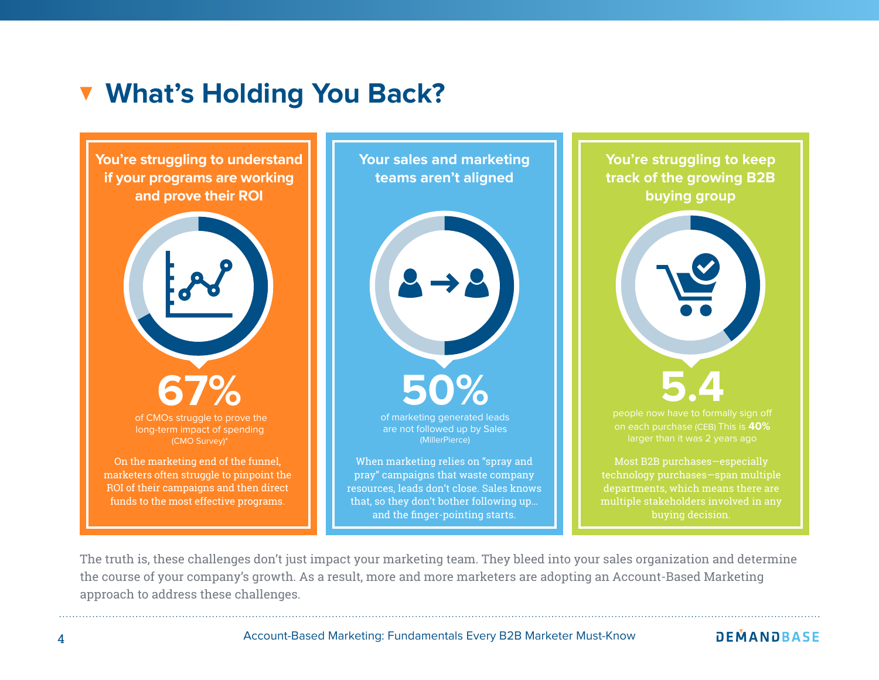# What's Holding You Back?

### You're struggling to understand if your programs are working and prove their ROI

**67%**

of CMOs struggle to prove the long-term impact of spending (CMO Survey)*

On the marketing end of the funnel, marketers often struggle to pinpoint the ROI of their campaigns and then direct funds to the most effective programs.

### Your sales and marketing teams aren't aligned

**50%**

of marketing generated leads are not followed up by Sales (MillerPierce)

When marketing relies on "spray and pray" campaigns that waste company resources, leads don't close. Sales knows that, so they don't bother following up... and the finger-pointing starts.

### You're struggling to keep track of the growing B2B buying group

**5.4**

people now have to formally sign off on each purchase (CEB) This is **40%** larger than it was 2 years ago

Most B2B purchases—especially technology purchases—span multiple departments, which means there are multiple stakeholders involved in any buying decision.

The truth is, these challenges don't just impact your marketing team. They bleed into your sales organization and determine the course of your company's growth. As a result, more and more marketers are adopting an Account-Based Marketing approach to address these challenges.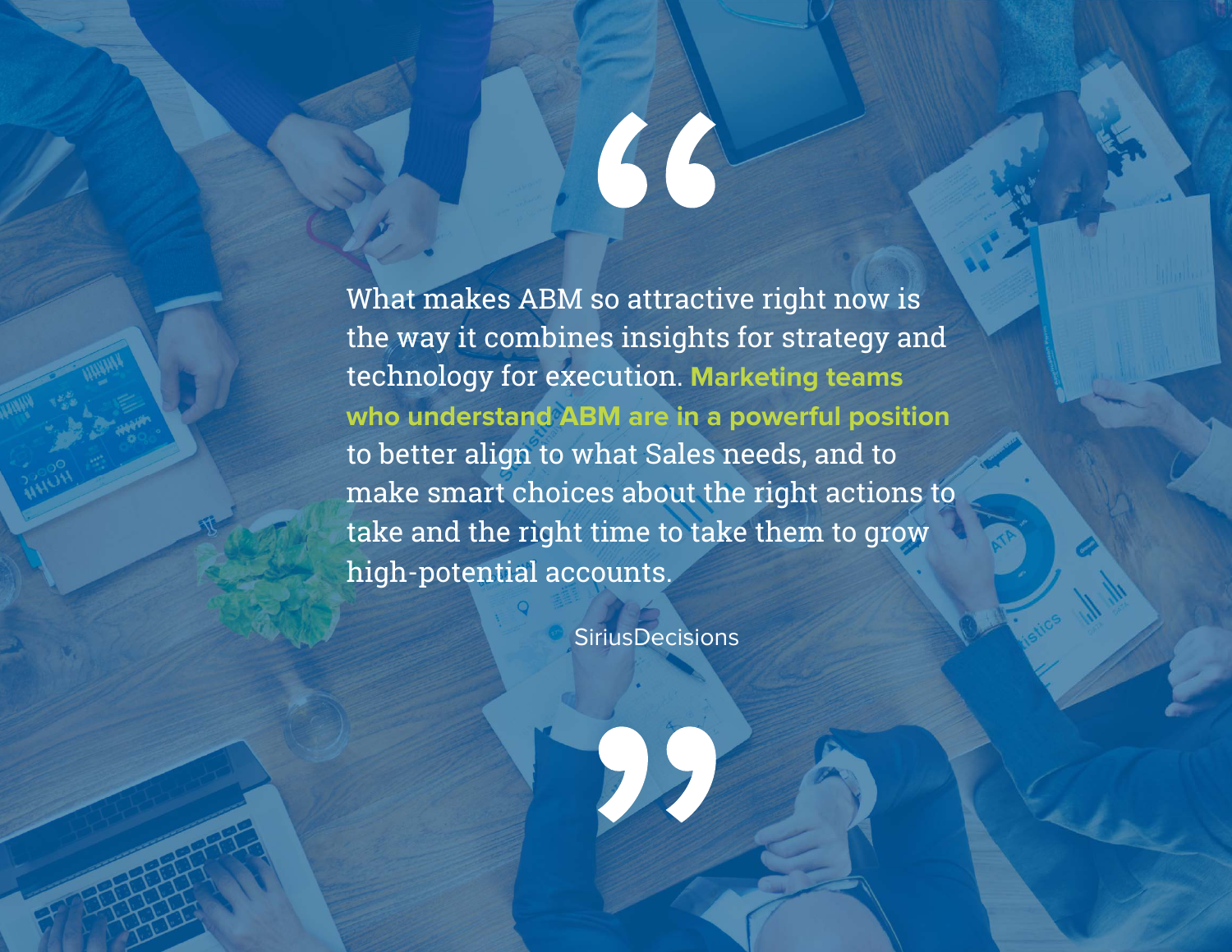> What makes ABM so attractive right now is the way it combines insights for strategy and technology for execution. **Marketing teams who understand ABM are in a powerful position** to better align to what Sales needs, and to make smart choices about the right actions to take and the right time to take them to grow high-potential accounts.
>
> SiriusDecisions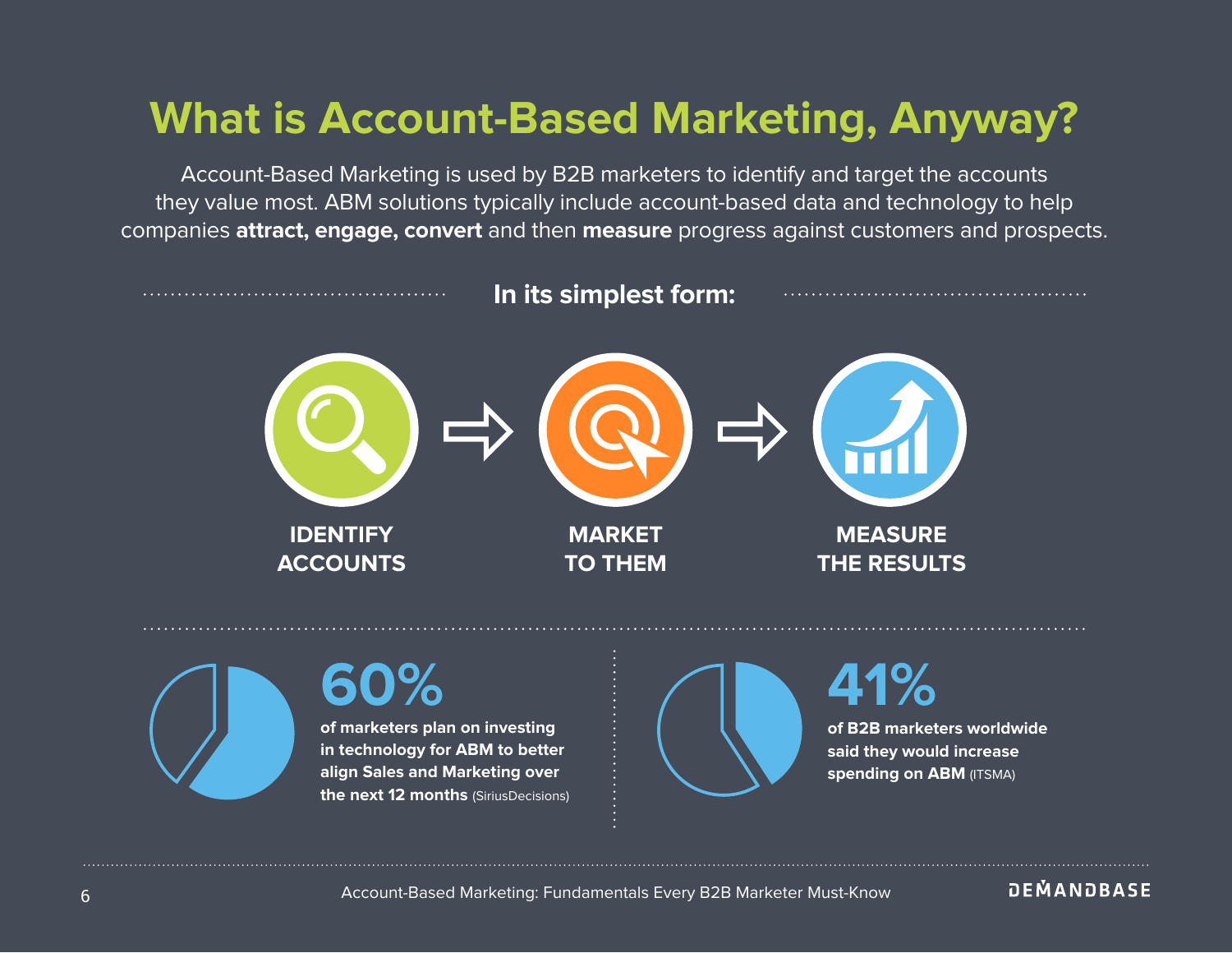# What is Account-Based Marketing, Anyway?

Account-Based Marketing is used by B2B marketers to identify and target the accounts they value most. ABM solutions typically include account-based data and technology to help companies **attract, engage, convert** and then **measure** progress against customers and prospects.

## In its simplest form:

**IDENTIFY ACCOUNTS** → **MARKET TO THEM** → **MEASURE THE RESULTS**

**60%**

**of marketers plan on investing in technology for ABM to better align Sales and Marketing over the next 12 months** (SiriusDecisions)

**41%**

**of B2B marketers worldwide said they would increase spending on ABM** (ITSMA)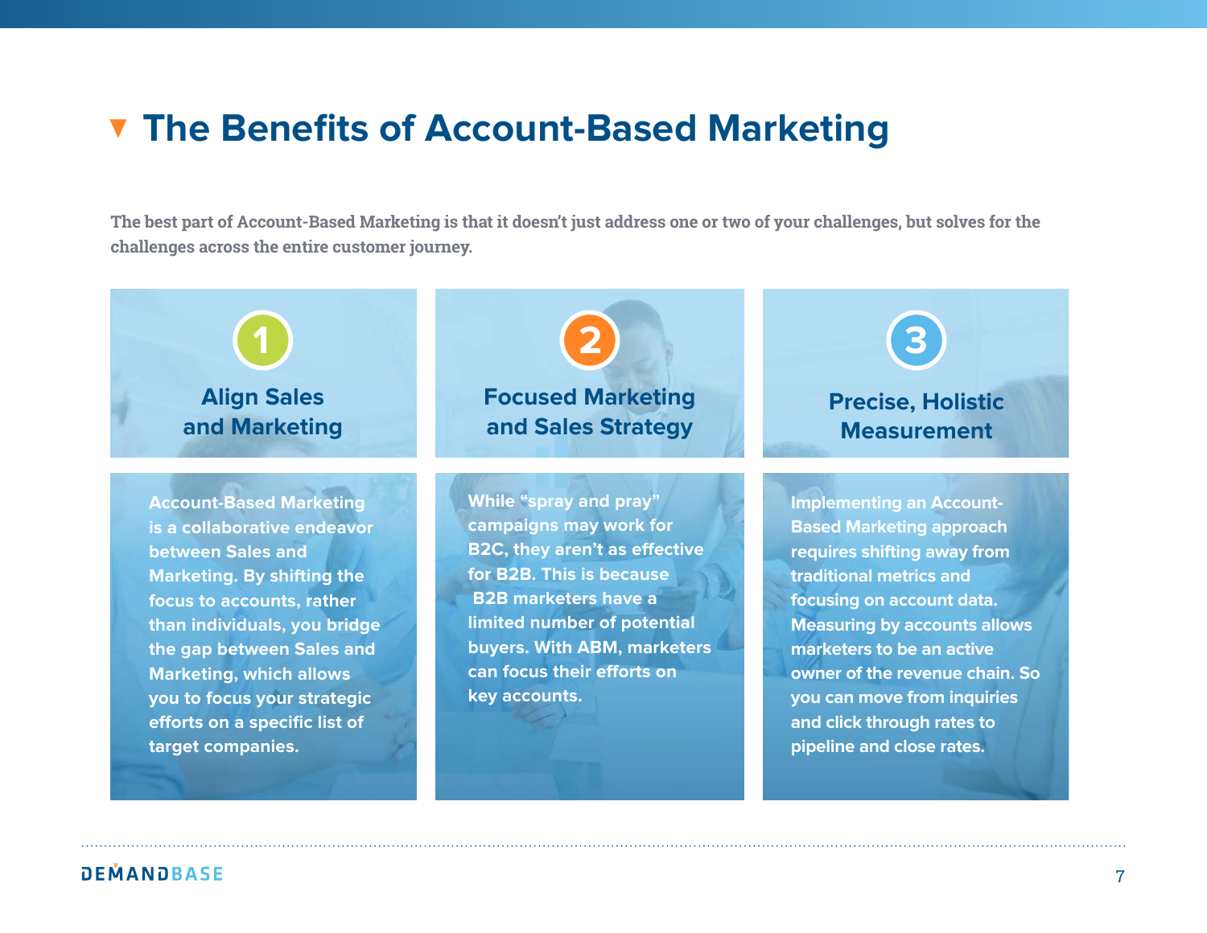# The Benefits of Account-Based Marketing

The best part of Account-Based Marketing is that it doesn't just address one or two of your challenges, but solves for the challenges across the entire customer journey.

## 1 Align Sales and Marketing

Account-Based Marketing is a collaborative endeavor between Sales and Marketing. By shifting the focus to accounts, rather than individuals, you bridge the gap between Sales and Marketing, which allows you to focus your strategic efforts on a specific list of target companies.

## 2 Focused Marketing and Sales Strategy

While "spray and pray" campaigns may work for B2C, they aren't as effective for B2B. This is because B2B marketers have a limited number of potential buyers. With ABM, marketers can focus their efforts on key accounts.

## 3 Precise, Holistic Measurement

Implementing an Account-Based Marketing approach requires shifting away from traditional metrics and focusing on account data. Measuring by accounts allows marketers to be an active owner of the revenue chain. So you can move from inquiries and click through rates to pipeline and close rates.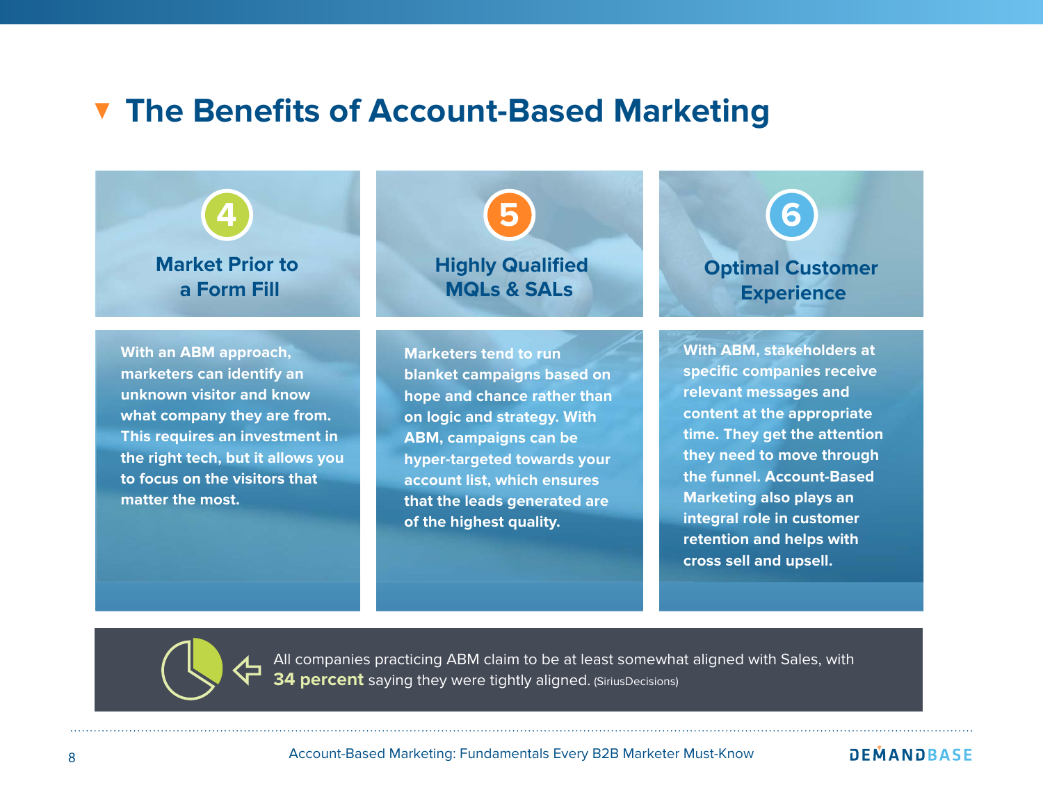# The Benefits of Account-Based Marketing

### 4 Market Prior to a Form Fill

With an ABM approach, marketers can identify an unknown visitor and know what company they are from. This requires an investment in the right tech, but it allows you to focus on the visitors that matter the most.

### 5 Highly Qualified MQLs & SALs

Marketers tend to run blanket campaigns based on hope and chance rather than on logic and strategy. With ABM, campaigns can be hyper-targeted towards your account list, which ensures that the leads generated are of the highest quality.

### 6 Optimal Customer Experience

With ABM, stakeholders at specific companies receive relevant messages and content at the appropriate time. They get the attention they need to move through the funnel. Account-Based Marketing also plays an integral role in customer retention and helps with cross sell and upsell.

All companies practicing ABM claim to be at least somewhat aligned with Sales, with **34 percent** saying they were tightly aligned. (SiriusDecisions)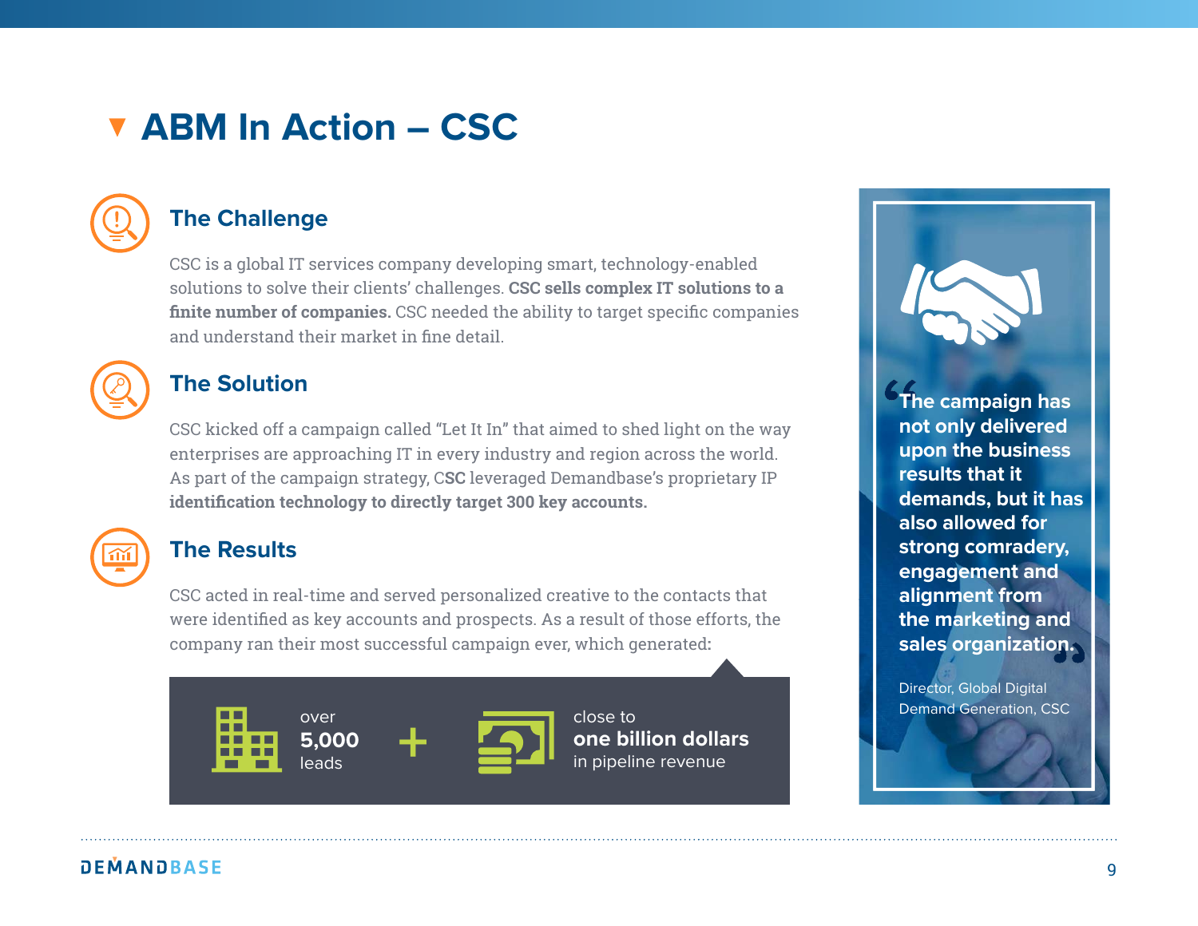# ABM In Action – CSC

## The Challenge

CSC is a global IT services company developing smart, technology-enabled solutions to solve their clients' challenges. **CSC sells complex IT solutions to a finite number of companies.** CSC needed the ability to target specific companies and understand their market in fine detail.

## The Solution

CSC kicked off a campaign called "Let It In" that aimed to shed light on the way enterprises are approaching IT in every industry and region across the world. As part of the campaign strategy, CSC leveraged Demandbase's proprietary IP **identification technology to directly target 300 key accounts.**

## The Results

CSC acted in real-time and served personalized creative to the contacts that were identified as key accounts and prospects. As a result of those efforts, the company ran their most successful campaign ever, which generated:

over **5,000** leads + close to **one billion dollars** in pipeline revenue

> **"The campaign has not only delivered upon the business results that it demands, but it has also allowed for strong comradery, engagement and alignment from the marketing and sales organization."**
>
> Director, Global Digital Demand Generation, CSC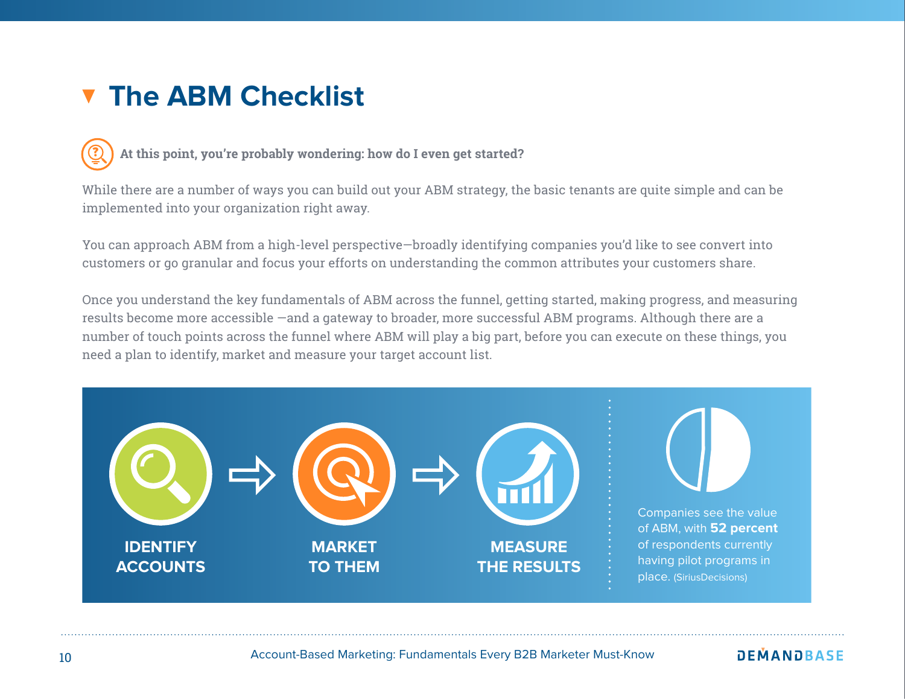# The ABM Checklist

**At this point, you're probably wondering: how do I even get started?**

While there are a number of ways you can build out your ABM strategy, the basic tenants are quite simple and can be implemented into your organization right away.

You can approach ABM from a high-level perspective—broadly identifying companies you'd like to see convert into customers or go granular and focus your efforts on understanding the common attributes your customers share.

Once you understand the key fundamentals of ABM across the funnel, getting started, making progress, and measuring results become more accessible —and a gateway to broader, more successful ABM programs. Although there are a number of touch points across the funnel where ABM will play a big part, before you can execute on these things, you need a plan to identify, market and measure your target account list.

**IDENTIFY ACCOUNTS** → **MARKET TO THEM** → **MEASURE THE RESULTS**

Companies see the value of ABM, with **52 percent** of respondents currently having pilot programs in place. (SiriusDecisions)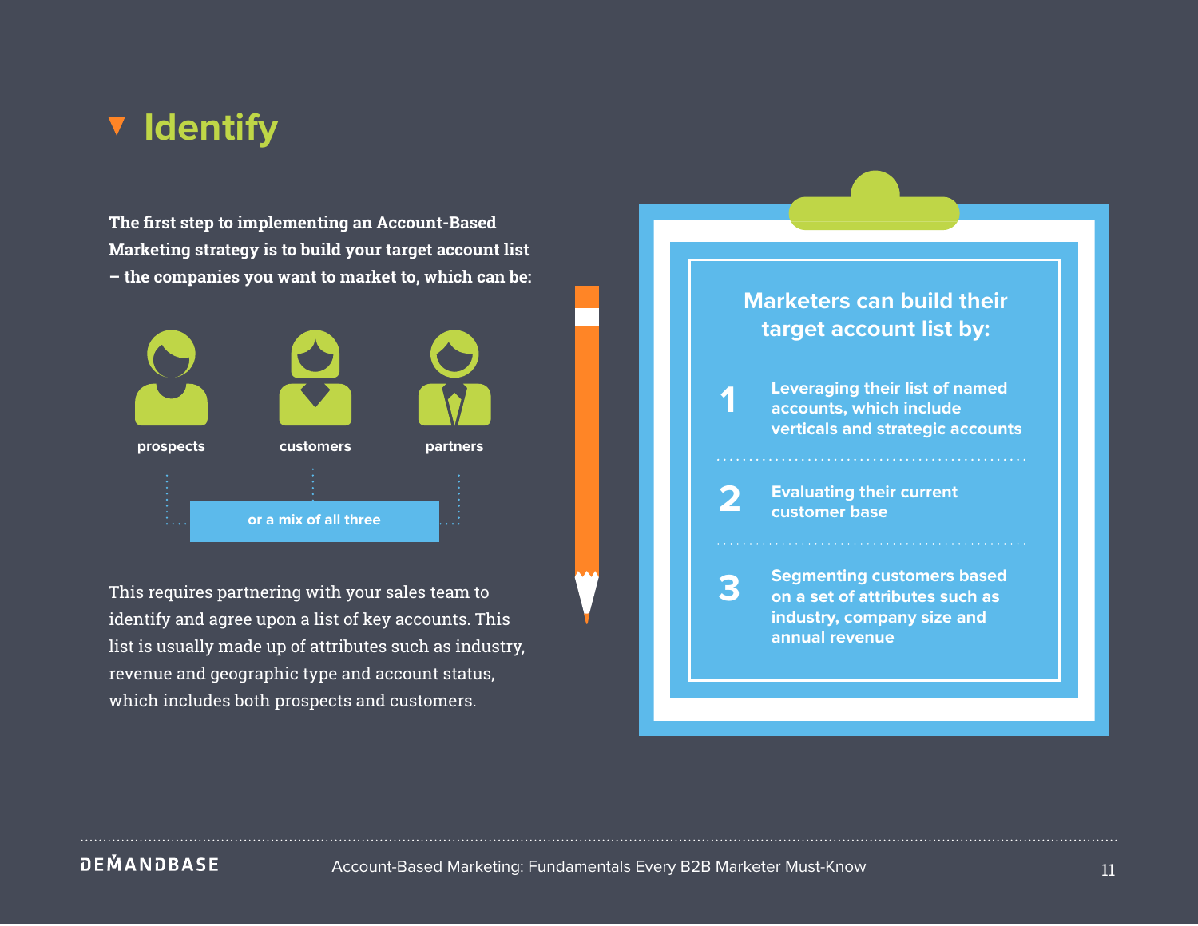# Identify

**The first step to implementing an Account-Based Marketing strategy is to build your target account list – the companies you want to market to, which can be:**

- prospects
- customers
- partners

or a mix of all three

This requires partnering with your sales team to identify and agree upon a list of key accounts. This list is usually made up of attributes such as industry, revenue and geographic type and account status, which includes both prospects and customers.

## Marketers can build their target account list by:

1. Leveraging their list of named accounts, which include verticals and strategic accounts
2. Evaluating their current customer base
3. Segmenting customers based on a set of attributes such as industry, company size and annual revenue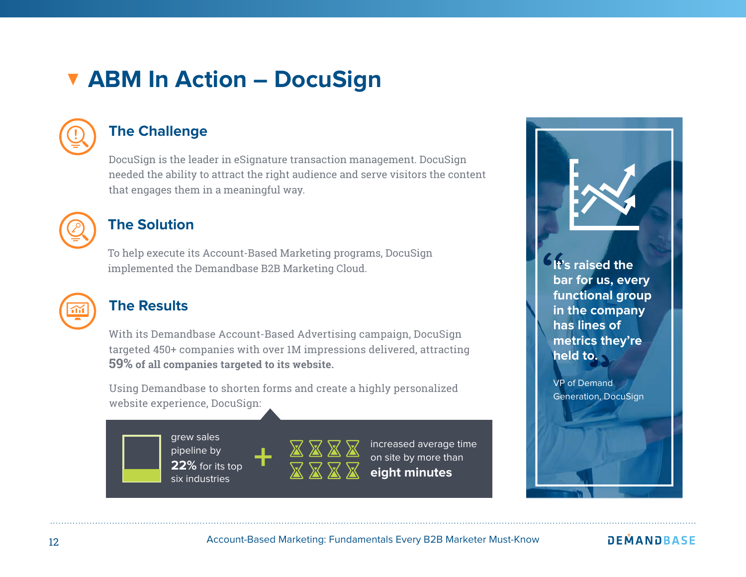# ABM In Action – DocuSign

## The Challenge

DocuSign is the leader in eSignature transaction management. DocuSign needed the ability to attract the right audience and serve visitors the content that engages them in a meaningful way.

## The Solution

To help execute its Account-Based Marketing programs, DocuSign implemented the Demandbase B2B Marketing Cloud.

## The Results

With its Demandbase Account-Based Advertising campaign, DocuSign targeted 450+ companies with over 1M impressions delivered, attracting **59% of all companies targeted to its website.**

Using Demandbase to shorten forms and create a highly personalized website experience, DocuSign:

- grew sales pipeline by **22%** for its top six industries
- increased average time on site by more than **eight minutes**

> "It's raised the bar for us, every functional group in the company has lines of metrics they're held to."
>
> VP of Demand Generation, DocuSign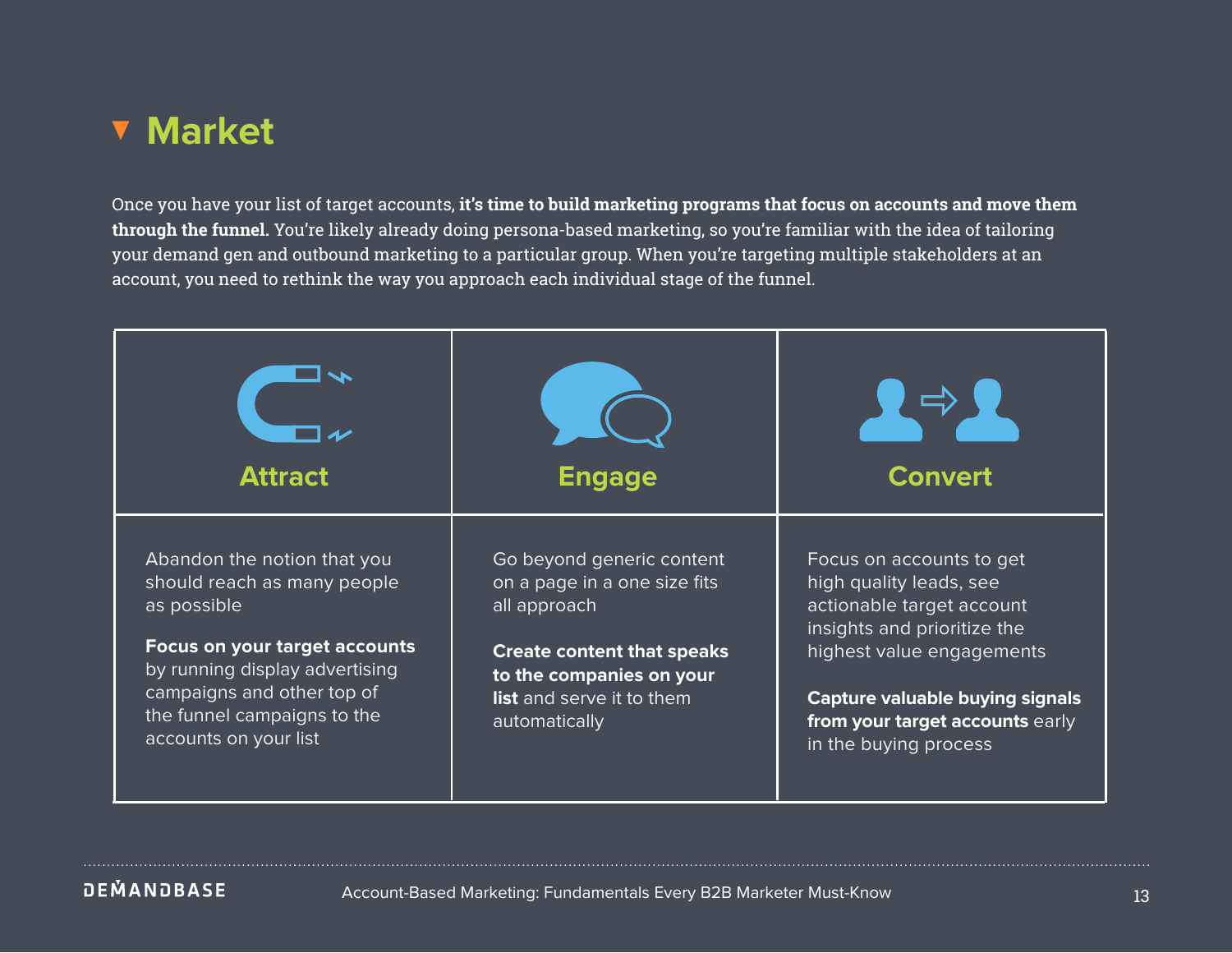## Market

Once you have your list of target accounts, **it's time to build marketing programs that focus on accounts and move them through the funnel.** You're likely already doing persona-based marketing, so you're familiar with the idea of tailoring your demand gen and outbound marketing to a particular group. When you're targeting multiple stakeholders at an account, you need to rethink the way you approach each individual stage of the funnel.

| Attract | Engage | Convert |
|---|---|---|
| Abandon the notion that you should reach as many people as possible<br><br>**Focus on your target accounts** by running display advertising campaigns and other top of the funnel campaigns to the accounts on your list | Go beyond generic content on a page in a one size fits all approach<br><br>**Create content that speaks to the companies on your list** and serve it to them automatically | Focus on accounts to get high quality leads, see actionable target account insights and prioritize the highest value engagements<br><br>**Capture valuable buying signals from your target accounts** early in the buying process |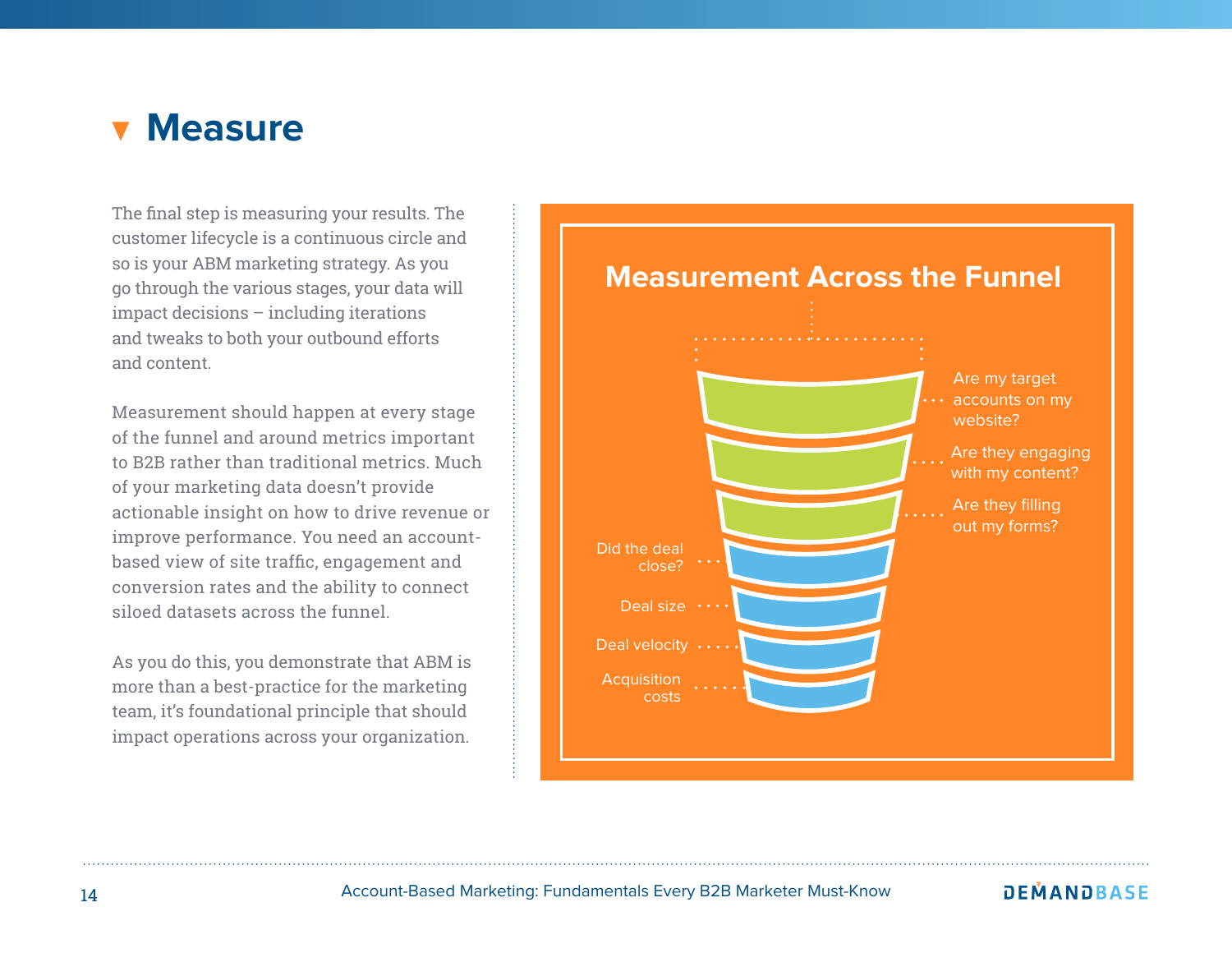# Measure

The final step is measuring your results. The customer lifecycle is a continuous circle and so is your ABM marketing strategy. As you go through the various stages, your data will impact decisions – including iterations and tweaks to both your outbound efforts and content.

Measurement should happen at every stage of the funnel and around metrics important to B2B rather than traditional metrics. Much of your marketing data doesn't provide actionable insight on how to drive revenue or improve performance. You need an account-based view of site traffic, engagement and conversion rates and the ability to connect siloed datasets across the funnel.

As you do this, you demonstrate that ABM is more than a best-practice for the marketing team, it's foundational principle that should impact operations across your organization.

## Measurement Across the Funnel

- Are my target accounts on my website?
- Are they engaging with my content?
- Are they filling out my forms?
- Did the deal close?
- Deal size
- Deal velocity
- Acquisition costs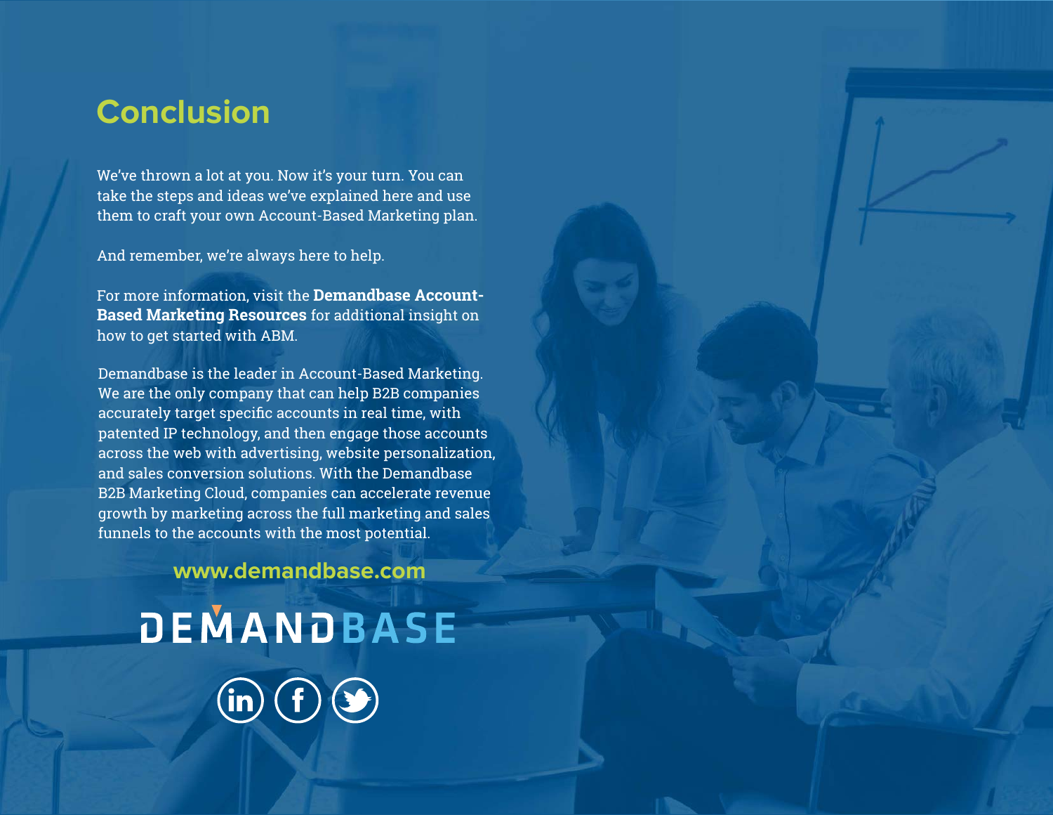# Conclusion

We've thrown a lot at you. Now it's your turn. You can take the steps and ideas we've explained here and use them to craft your own Account-Based Marketing plan.

And remember, we're always here to help.

For more information, visit the **Demandbase Account-Based Marketing Resources** for additional insight on how to get started with ABM.

Demandbase is the leader in Account-Based Marketing. We are the only company that can help B2B companies accurately target specific accounts in real time, with patented IP technology, and then engage those accounts across the web with advertising, website personalization, and sales conversion solutions. With the Demandbase B2B Marketing Cloud, companies can accelerate revenue growth by marketing across the full marketing and sales funnels to the accounts with the most potential.

**www.demandbase.com**

DEMANDBASE